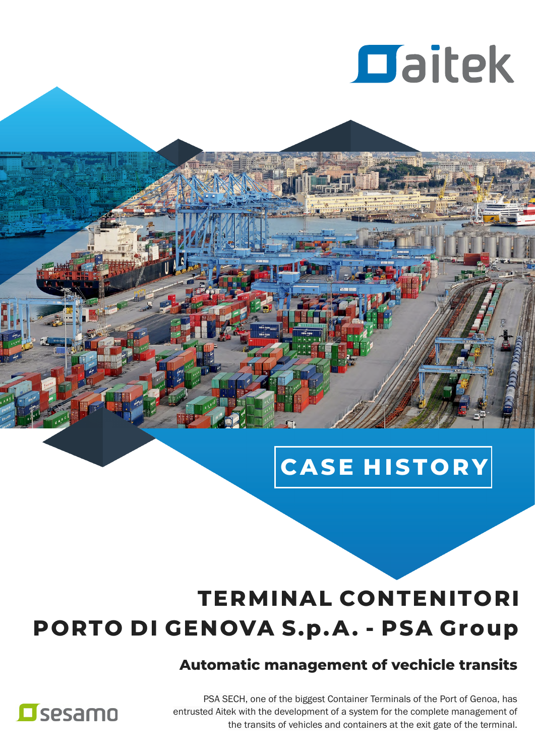aitek

CASE HISTORY

# TERMINAL CONTENITORI PORTO DI GENOVA S.p.A. - PSA Group

## Automatic management of vechicle transits

PSA SECH, one of the biggest Container Terminals of the Port of Genoa, has entrusted Aitek with the development of a system for the complete management of the transits of vehicles and containers at the exit gate of the terminal.

sesamo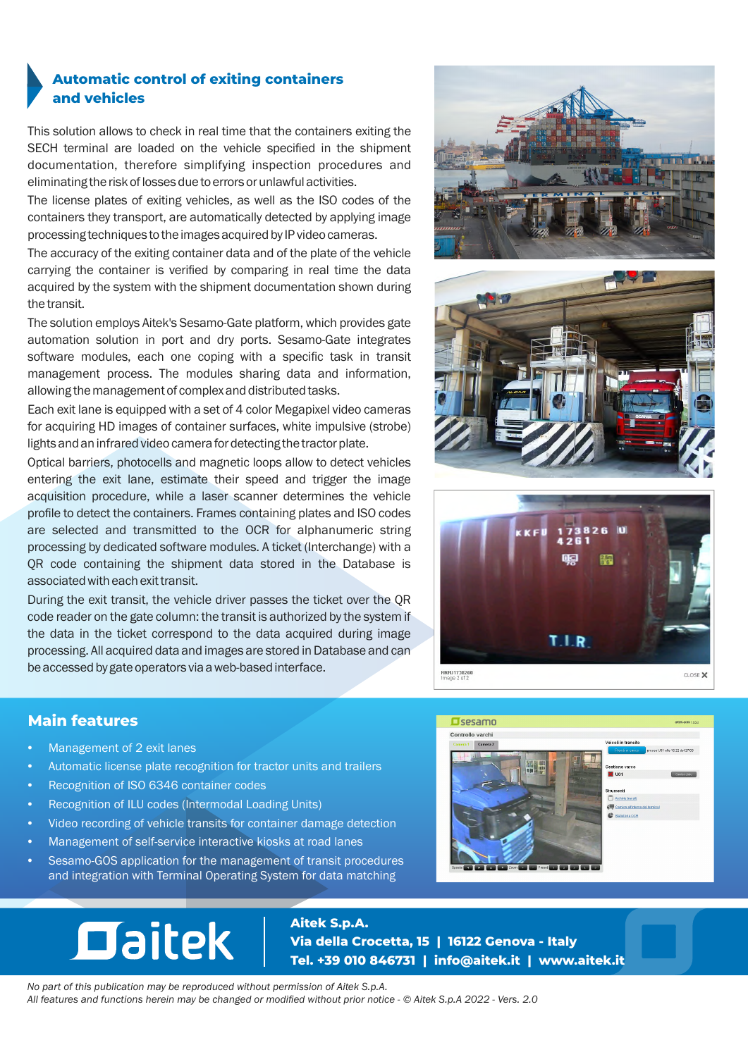## Automatic control of exiting containers and vehicles

This solution allows to check in real time that the containers exiting the SECH terminal are loaded on the vehicle specified in the shipment documentation, therefore simplifying inspection procedures and eliminating the risk of losses due to errors or unlawful activities.

The license plates of exiting vehicles, as well as the ISO codes of the containers they transport, are automatically detected by applying image processing techniques to the images acquired by IP video cameras.

The accuracy of the exiting container data and of the plate of the vehicle carrying the container is verified by comparing in real time the data acquired by the system with the shipment documentation shown during the transit.

The solution employs Aitek's Sesamo-Gate platform, which provides gate automation solution in port and dry ports. Sesamo-Gate integrates software modules, each one coping with a specific task in transit management process. The modules sharing data and information, allowing the management of complex and distributed tasks.

Each exit lane is equipped with a set of 4 color Megapixel video cameras for acquiring HD images of container surfaces, white impulsive (strobe) lights and an infrared video camera for detecting the tractor plate.

Optical barriers, photocells and magnetic loops allow to detect vehicles entering the exit lane, estimate their speed and trigger the image acquisition procedure, while a laser scanner determines the vehicle profile to detect the containers. Frames containing plates and ISO codes are selected and transmitted to the OCR for alphanumeric string processing by dedicated software modules. A ticket (Interchange) with a QR code containing the shipment data stored in the Database is associated with each exit transit.

During the exit transit, the vehicle driver passes the ticket over the QR code reader on the gate column: the transit is authorized by the system if the data in the ticket correspond to the data acquired during image processing. All acquired data and images are stored in Database and can be accessed by gate operators via a web-based interface.

## Main features

- Management of 2 exit lanes
- Automatic license plate recognition for tractor units and trailers
- Recognition of ISO 6346 container codes
- Recognition of ILU codes (Intermodal Loading Units)
- Video recording of vehicle transits for container damage detection
- Management of self-service interactive kiosks at road lanes
- Sesamo-GOS application for the management of transit procedures and integration with Terminal Operating System for data matching

**Aitek S.p.A.**
**Via della Crocetta, 15 | 16122 Genova - Italy**
**Tel. +39 010 846731 | info@aitek.it | www.aitek.it**

*No part of this publication may be reproduced without permission of Aitek S.p.A.*
*All features and functions herein may be changed or modified without prior notice - © Aitek S.p.A 2022 - Vers. 2.0*